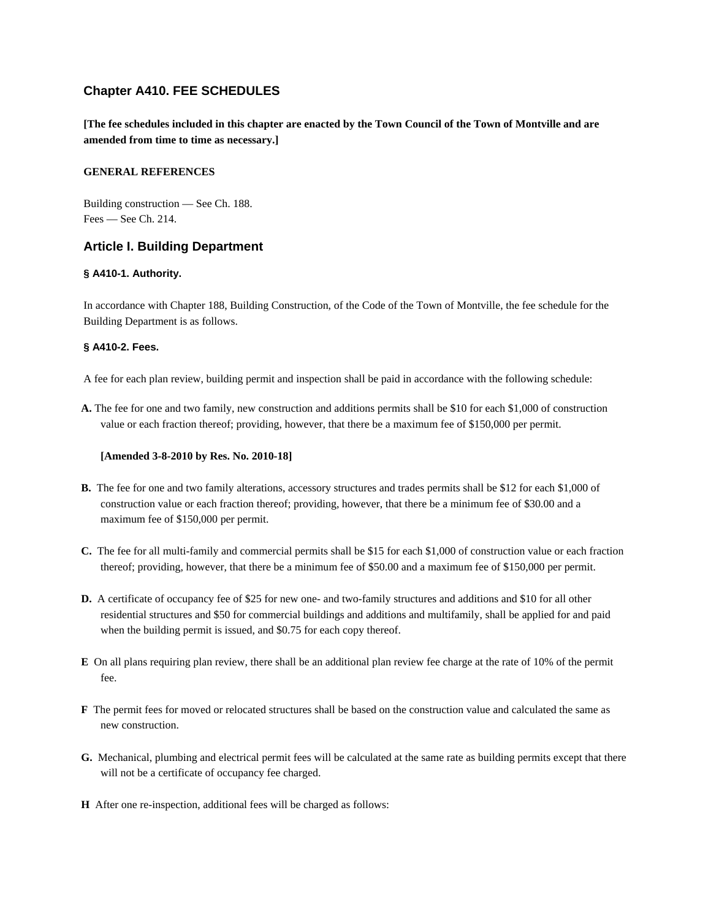## Chapter A410. FEE SCHEDULES

**[The fee schedules included in this chapter are enacted by the Town Council of the Town of Montville and are amended from time to time as necessary.]**

**GENERAL REFERENCES**

Building construction — See Ch. 188.
Fees — See Ch. 214.

## Article I. Building Department

### § A410-1. Authority.

In accordance with Chapter 188, Building Construction, of the Code of the Town of Montville, the fee schedule for the Building Department is as follows.

### § A410-2. Fees.

A fee for each plan review, building permit and inspection shall be paid in accordance with the following schedule:

**A.** The fee for one and two family, new construction and additions permits shall be $10 for each $1,000 of construction value or each fraction thereof; providing, however, that there be a maximum fee of $150,000 per permit.

**[Amended 3-8-2010 by Res. No. 2010-18]**

**B.** The fee for one and two family alterations, accessory structures and trades permits shall be $12 for each $1,000 of construction value or each fraction thereof; providing, however, that there be a minimum fee of $30.00 and a maximum fee of $150,000 per permit.

**C.** The fee for all multi-family and commercial permits shall be $15 for each $1,000 of construction value or each fraction thereof; providing, however, that there be a minimum fee of $50.00 and a maximum fee of $150,000 per permit.

**D.** A certificate of occupancy fee of $25 for new one- and two-family structures and additions and $10 for all other residential structures and $50 for commercial buildings and additions and multifamily, shall be applied for and paid when the building permit is issued, and $0.75 for each copy thereof.

**E** On all plans requiring plan review, there shall be an additional plan review fee charge at the rate of 10% of the permit fee.

**F** The permit fees for moved or relocated structures shall be based on the construction value and calculated the same as new construction.

**G.** Mechanical, plumbing and electrical permit fees will be calculated at the same rate as building permits except that there will not be a certificate of occupancy fee charged.

**H** After one re-inspection, additional fees will be charged as follows: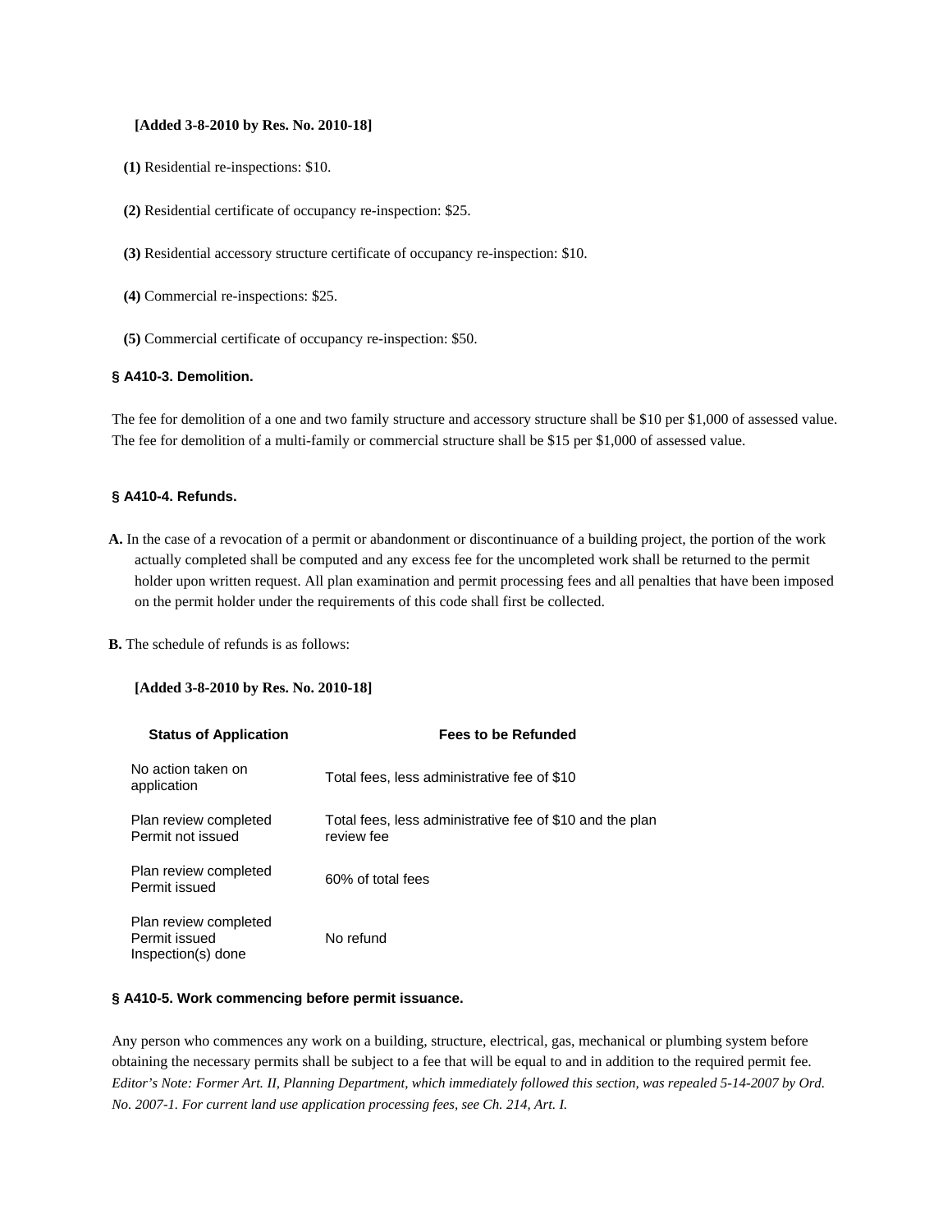**[Added 3-8-2010 by Res. No. 2010-18]**

**(1)** Residential re-inspections: $10.

**(2)** Residential certificate of occupancy re-inspection: $25.

**(3)** Residential accessory structure certificate of occupancy re-inspection: $10.

**(4)** Commercial re-inspections: $25.

**(5)** Commercial certificate of occupancy re-inspection: $50.

### § A410-3. Demolition.

The fee for demolition of a one and two family structure and accessory structure shall be $10 per $1,000 of assessed value. The fee for demolition of a multi-family or commercial structure shall be $15 per $1,000 of assessed value.

### § A410-4. Refunds.

**A.** In the case of a revocation of a permit or abandonment or discontinuance of a building project, the portion of the work actually completed shall be computed and any excess fee for the uncompleted work shall be returned to the permit holder upon written request. All plan examination and permit processing fees and all penalties that have been imposed on the permit holder under the requirements of this code shall first be collected.

**B.** The schedule of refunds is as follows:

**[Added 3-8-2010 by Res. No. 2010-18]**

| Status of Application | Fees to be Refunded |
|---|---|
| No action taken on application | Total fees, less administrative fee of $10 |
| Plan review completed Permit not issued | Total fees, less administrative fee of $10 and the plan review fee |
| Plan review completed Permit issued | 60% of total fees |
| Plan review completed Permit issued Inspection(s) done | No refund |

### § A410-5. Work commencing before permit issuance.

Any person who commences any work on a building, structure, electrical, gas, mechanical or plumbing system before obtaining the necessary permits shall be subject to a fee that will be equal to and in addition to the required permit fee.
*Editor's Note: Former Art. II, Planning Department, which immediately followed this section, was repealed 5-14-2007 by Ord. No. 2007-1. For current land use application processing fees, see Ch. 214, Art. I.*